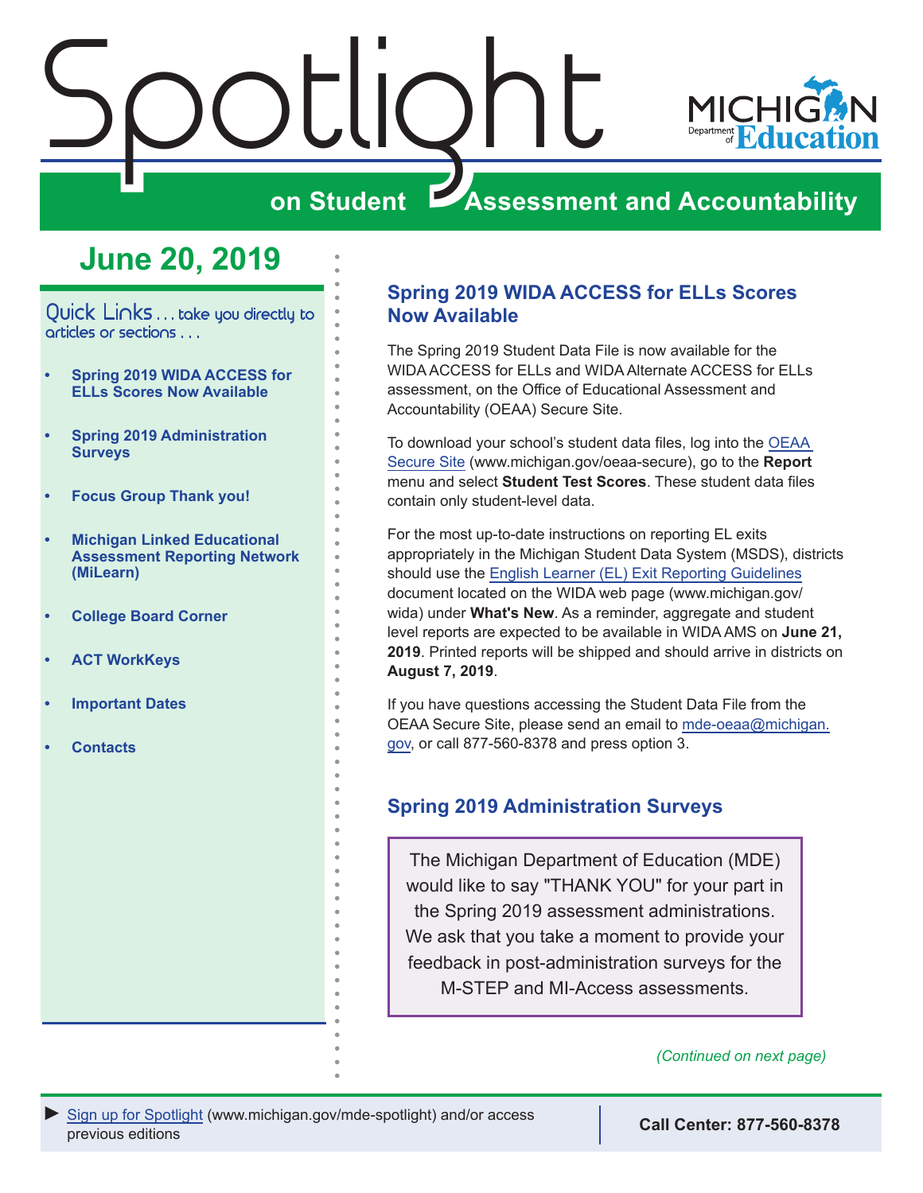# Spotlight on Student Assessment and Accountability

## June 20, 2019

Quick Links . . . take you directly to articles or sections . . .

- Spring 2019 WIDA ACCESS for ELLs Scores Now Available
- Spring 2019 Administration Surveys
- Focus Group Thank you!
- Michigan Linked Educational Assessment Reporting Network (MiLearn)
- College Board Corner
- ACT WorkKeys
- Important Dates
- Contacts

## Spring 2019 WIDA ACCESS for ELLs Scores Now Available

The Spring 2019 Student Data File is now available for the WIDA ACCESS for ELLs and WIDA Alternate ACCESS for ELLs assessment, on the Office of Educational Assessment and Accountability (OEAA) Secure Site.

To download your school's student data files, log into the OEAA Secure Site (www.michigan.gov/oeaa-secure), go to the **Report** menu and select **Student Test Scores**. These student data files contain only student-level data.

For the most up-to-date instructions on reporting EL exits appropriately in the Michigan Student Data System (MSDS), districts should use the English Learner (EL) Exit Reporting Guidelines document located on the WIDA web page (www.michigan.gov/wida) under **What's New**. As a reminder, aggregate and student level reports are expected to be available in WIDA AMS on **June 21, 2019**. Printed reports will be shipped and should arrive in districts on **August 7, 2019**.

If you have questions accessing the Student Data File from the OEAA Secure Site, please send an email to mde-oeaa@michigan.gov, or call 877-560-8378 and press option 3.

## Spring 2019 Administration Surveys

The Michigan Department of Education (MDE) would like to say "THANK YOU" for your part in the Spring 2019 assessment administrations. We ask that you take a moment to provide your feedback in post-administration surveys for the M-STEP and MI-Access assessments.

*(Continued on next page)*

► Sign up for Spotlight (www.michigan.gov/mde-spotlight) and/or access previous editions

**Call Center: 877-560-8378**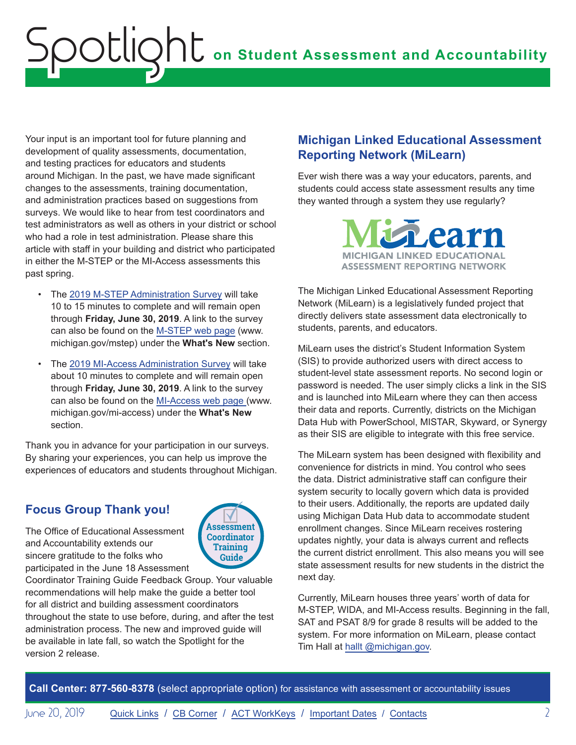Your input is an important tool for future planning and development of quality assessments, documentation, and testing practices for educators and students around Michigan. In the past, we have made significant changes to the assessments, training documentation, and administration practices based on suggestions from surveys. We would like to hear from test coordinators and test administrators as well as others in your district or school who had a role in test administration. Please share this article with staff in your building and district who participated in either the M-STEP or the MI-Access assessments this past spring.

- The 2019 M-STEP Administration Survey will take 10 to 15 minutes to complete and will remain open through **Friday, June 30, 2019**. A link to the survey can also be found on the M-STEP web page (www.michigan.gov/mstep) under the **What's New** section.
- The 2019 MI-Access Administration Survey will take about 10 minutes to complete and will remain open through **Friday, June 30, 2019**. A link to the survey can also be found on the MI-Access web page (www.michigan.gov/mi-access) under the **What's New** section.

Thank you in advance for your participation in our surveys. By sharing your experiences, you can help us improve the experiences of educators and students throughout Michigan.

## Focus Group Thank you!

Assessment Coordinator Training Guide

The Office of Educational Assessment and Accountability extends our sincere gratitude to the folks who participated in the June 18 Assessment Coordinator Training Guide Feedback Group. Your valuable recommendations will help make the guide a better tool for all district and building assessment coordinators throughout the state to use before, during, and after the test administration process. The new and improved guide will be available in late fall, so watch the Spotlight for the version 2 release.

## Michigan Linked Educational Assessment Reporting Network (MiLearn)

Ever wish there was a way your educators, parents, and students could access state assessment results any time they wanted through a system they use regularly?

MiLearn
MICHIGAN LINKED EDUCATIONAL ASSESSMENT REPORTING NETWORK

The Michigan Linked Educational Assessment Reporting Network (MiLearn) is a legislatively funded project that directly delivers state assessment data electronically to students, parents, and educators.

MiLearn uses the district's Student Information System (SIS) to provide authorized users with direct access to student-level state assessment reports. No second login or password is needed. The user simply clicks a link in the SIS and is launched into MiLearn where they can then access their data and reports. Currently, districts on the Michigan Data Hub with PowerSchool, MISTAR, Skyward, or Synergy as their SIS are eligible to integrate with this free service.

The MiLearn system has been designed with flexibility and convenience for districts in mind. You control who sees the data. District administrative staff can configure their system security to locally govern which data is provided to their users. Additionally, the reports are updated daily using Michigan Data Hub data to accommodate student enrollment changes. Since MiLearn receives rostering updates nightly, your data is always current and reflects the current district enrollment. This also means you will see state assessment results for new students in the district the next day.

Currently, MiLearn houses three years' worth of data for M-STEP, WIDA, and MI-Access results. Beginning in the fall, SAT and PSAT 8/9 for grade 8 results will be added to the system. For more information on MiLearn, please contact Tim Hall at hallt @michigan.gov.

**Call Center: 877-560-8378** (select appropriate option) for assistance with assessment or accountability issues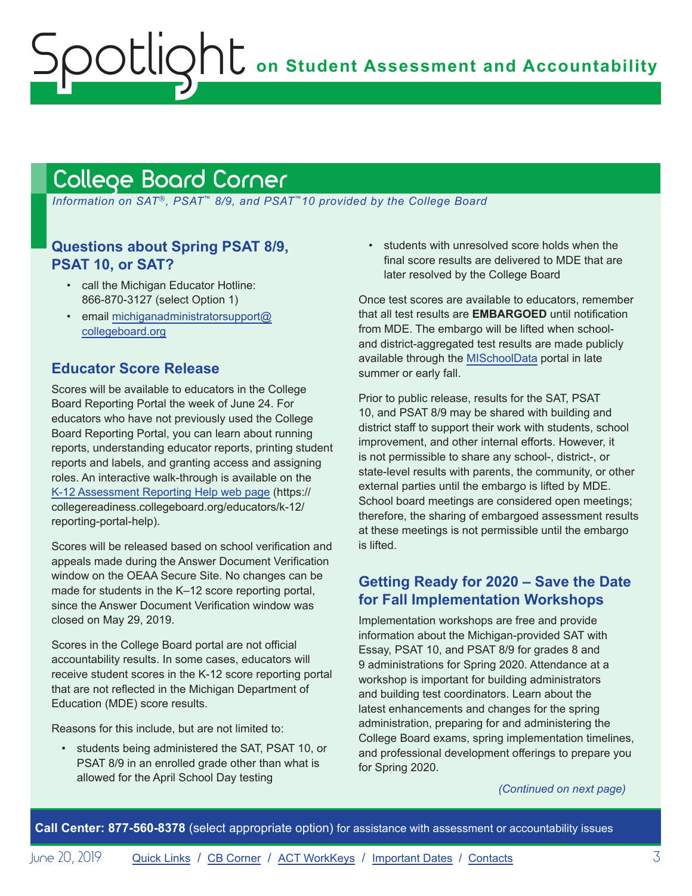## College Board Corner

*Information on SAT®, PSAT™ 8/9, and PSAT™10 provided by the College Board*

### Questions about Spring PSAT 8/9, PSAT 10, or SAT?

- call the Michigan Educator Hotline: 866-870-3127 (select Option 1)
- email [michiganadministratorsupport@collegeboard.org](mailto:michiganadministratorsupport@collegeboard.org)

### Educator Score Release

Scores will be available to educators in the College Board Reporting Portal the week of June 24. For educators who have not previously used the College Board Reporting Portal, you can learn about running reports, understanding educator reports, printing student reports and labels, and granting access and assigning roles. An interactive walk-through is available on the [K-12 Assessment Reporting Help web page](https://collegereadiness.collegeboard.org/educators/k-12/reporting-portal-help) (https://collegereadiness.collegeboard.org/educators/k-12/reporting-portal-help).

Scores will be released based on school verification and appeals made during the Answer Document Verification window on the OEAA Secure Site. No changes can be made for students in the K–12 score reporting portal, since the Answer Document Verification window was closed on May 29, 2019.

Scores in the College Board portal are not official accountability results. In some cases, educators will receive student scores in the K-12 score reporting portal that are not reflected in the Michigan Department of Education (MDE) score results.

Reasons for this include, but are not limited to:

- students being administered the SAT, PSAT 10, or PSAT 8/9 in an enrolled grade other than what is allowed for the April School Day testing
- students with unresolved score holds when the final score results are delivered to MDE that are later resolved by the College Board

Once test scores are available to educators, remember that all test results are **EMBARGOED** until notification from MDE. The embargo will be lifted when school- and district-aggregated test results are made publicly available through the [MISchoolData](https://www.mischooldata.org) portal in late summer or early fall.

Prior to public release, results for the SAT, PSAT 10, and PSAT 8/9 may be shared with building and district staff to support their work with students, school improvement, and other internal efforts. However, it is not permissible to share any school-, district-, or state-level results with parents, the community, or other external parties until the embargo is lifted by MDE. School board meetings are considered open meetings; therefore, the sharing of embargoed assessment results at these meetings is not permissible until the embargo is lifted.

### Getting Ready for 2020 – Save the Date for Fall Implementation Workshops

Implementation workshops are free and provide information about the Michigan-provided SAT with Essay, PSAT 10, and PSAT 8/9 for grades 8 and 9 administrations for Spring 2020. Attendance at a workshop is important for building administrators and building test coordinators. Learn about the latest enhancements and changes for the spring administration, preparing for and administering the College Board exams, spring implementation timelines, and professional development offerings to prepare you for Spring 2020.

*(Continued on next page)*

**Call Center: 877-560-8378** (select appropriate option) for assistance with assessment or accountability issues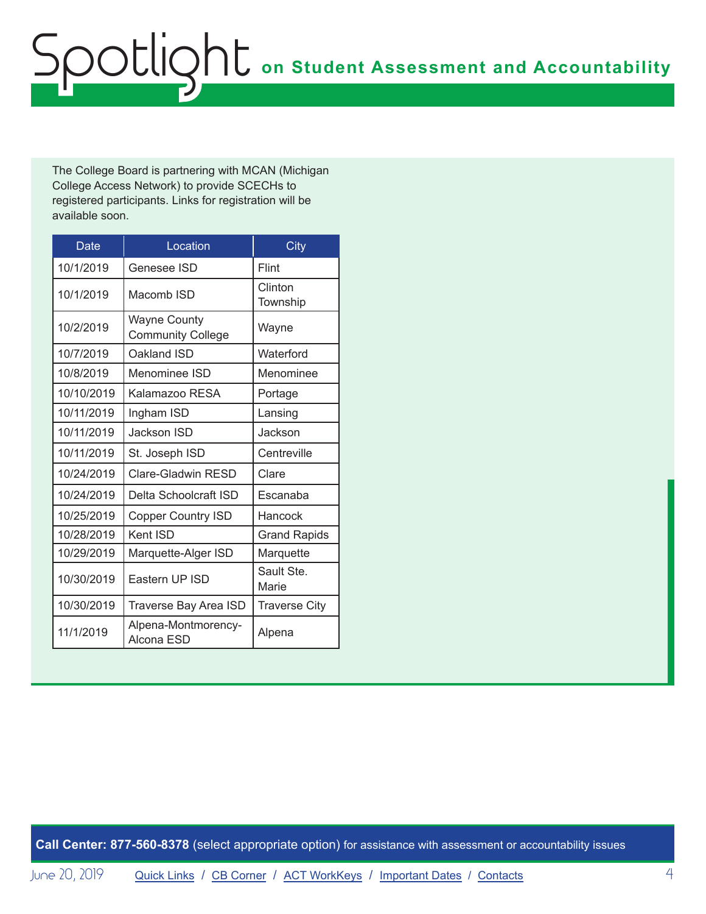The College Board is partnering with MCAN (Michigan College Access Network) to provide SCECHs to registered participants. Links for registration will be available soon.

| Date | Location | City |
| --- | --- | --- |
| 10/1/2019 | Genesee ISD | Flint |
| 10/1/2019 | Macomb ISD | Clinton Township |
| 10/2/2019 | Wayne County Community College | Wayne |
| 10/7/2019 | Oakland ISD | Waterford |
| 10/8/2019 | Menominee ISD | Menominee |
| 10/10/2019 | Kalamazoo RESA | Portage |
| 10/11/2019 | Ingham ISD | Lansing |
| 10/11/2019 | Jackson ISD | Jackson |
| 10/11/2019 | St. Joseph ISD | Centreville |
| 10/24/2019 | Clare-Gladwin RESD | Clare |
| 10/24/2019 | Delta Schoolcraft ISD | Escanaba |
| 10/25/2019 | Copper Country ISD | Hancock |
| 10/28/2019 | Kent ISD | Grand Rapids |
| 10/29/2019 | Marquette-Alger ISD | Marquette |
| 10/30/2019 | Eastern UP ISD | Sault Ste. Marie |
| 10/30/2019 | Traverse Bay Area ISD | Traverse City |
| 11/1/2019 | Alpena-Montmorency-Alcona ESD | Alpena |

**Call Center: 877-560-8378** (select appropriate option) for assistance with assessment or accountability issues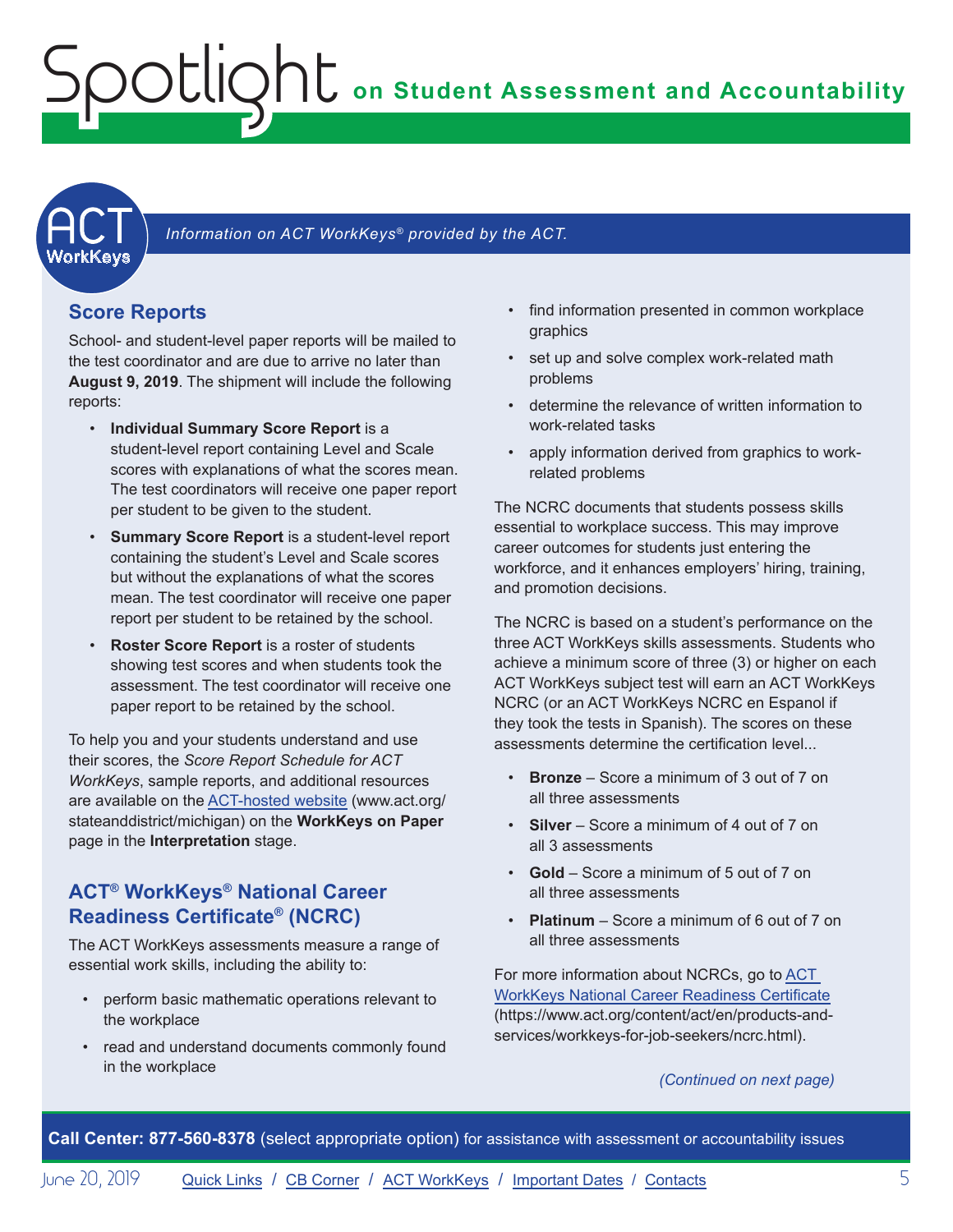*Information on ACT WorkKeys® provided by the ACT.*

## Score Reports

School- and student-level paper reports will be mailed to the test coordinator and are due to arrive no later than **August 9, 2019**. The shipment will include the following reports:

- **Individual Summary Score Report** is a student-level report containing Level and Scale scores with explanations of what the scores mean. The test coordinators will receive one paper report per student to be given to the student.
- **Summary Score Report** is a student-level report containing the student's Level and Scale scores but without the explanations of what the scores mean. The test coordinator will receive one paper report per student to be retained by the school.
- **Roster Score Report** is a roster of students showing test scores and when students took the assessment. The test coordinator will receive one paper report to be retained by the school.

To help you and your students understand and use their scores, the *Score Report Schedule for ACT WorkKeys*, sample reports, and additional resources are available on the ACT-hosted website (www.act.org/stateanddistrict/michigan) on the **WorkKeys on Paper** page in the **Interpretation** stage.

## ACT® WorkKeys® National Career Readiness Certificate® (NCRC)

The ACT WorkKeys assessments measure a range of essential work skills, including the ability to:

- perform basic mathematic operations relevant to the workplace
- read and understand documents commonly found in the workplace
- find information presented in common workplace graphics
- set up and solve complex work-related math problems
- determine the relevance of written information to work-related tasks
- apply information derived from graphics to work-related problems

The NCRC documents that students possess skills essential to workplace success. This may improve career outcomes for students just entering the workforce, and it enhances employers' hiring, training, and promotion decisions.

The NCRC is based on a student's performance on the three ACT WorkKeys skills assessments. Students who achieve a minimum score of three (3) or higher on each ACT WorkKeys subject test will earn an ACT WorkKeys NCRC (or an ACT WorkKeys NCRC en Espanol if they took the tests in Spanish). The scores on these assessments determine the certification level...

- **Bronze** – Score a minimum of 3 out of 7 on all three assessments
- **Silver** – Score a minimum of 4 out of 7 on all 3 assessments
- **Gold** – Score a minimum of 5 out of 7 on all three assessments
- **Platinum** – Score a minimum of 6 out of 7 on all three assessments

For more information about NCRCs, go to ACT WorkKeys National Career Readiness Certificate (https://www.act.org/content/act/en/products-and-services/workkeys-for-job-seekers/ncrc.html).

*(Continued on next page)*

**Call Center: 877-560-8378** (select appropriate option) for assistance with assessment or accountability issues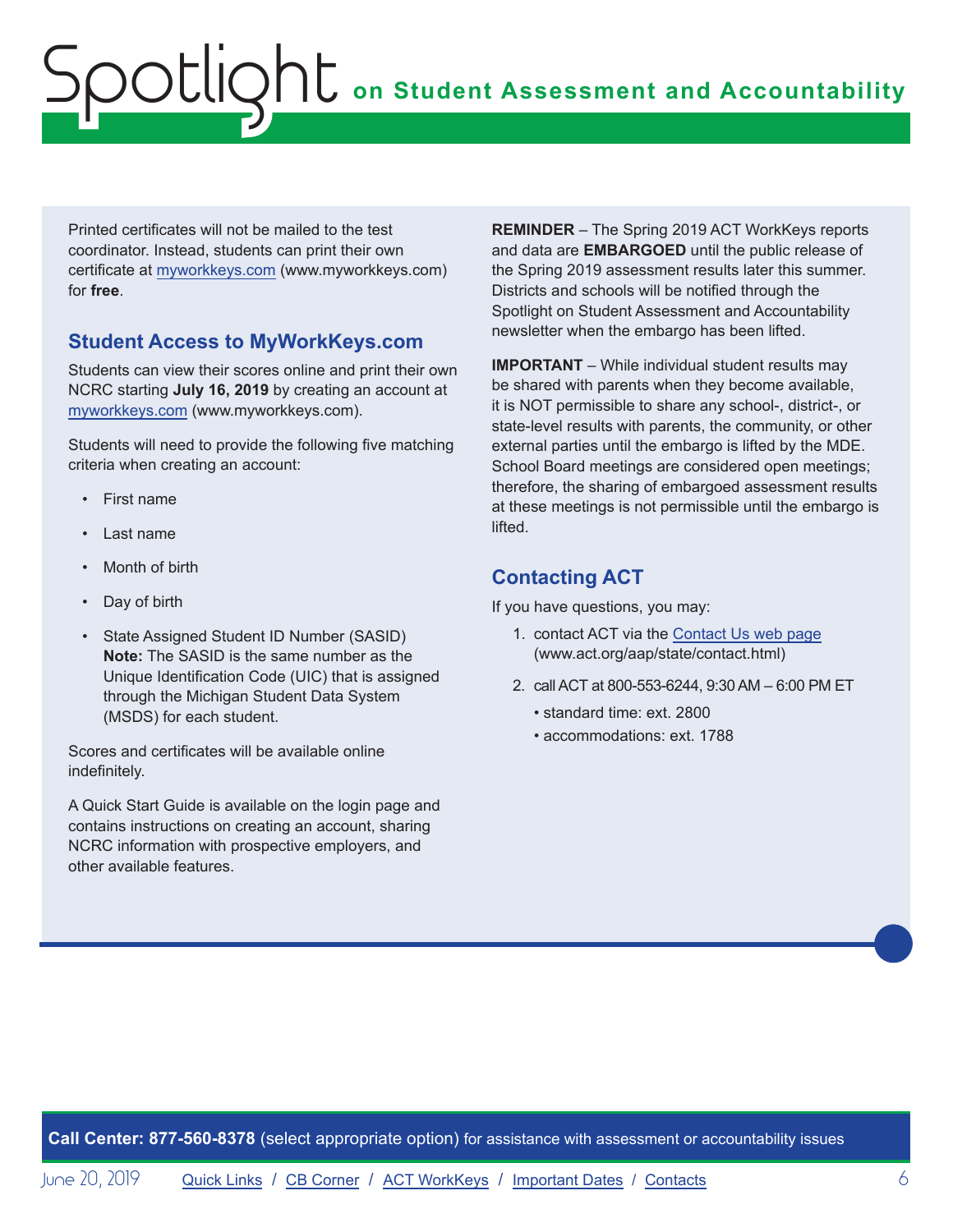Printed certificates will not be mailed to the test coordinator. Instead, students can print their own certificate at [myworkkeys.com](www.myworkkeys.com) (www.myworkkeys.com) for **free**.

### Student Access to MyWorkKeys.com

Students can view their scores online and print their own NCRC starting **July 16, 2019** by creating an account at [myworkkeys.com](www.myworkkeys.com) (www.myworkkeys.com).

Students will need to provide the following five matching criteria when creating an account:

- First name
- Last name
- Month of birth
- Day of birth
- State Assigned Student ID Number (SASID) **Note:** The SASID is the same number as the Unique Identification Code (UIC) that is assigned through the Michigan Student Data System (MSDS) for each student.

Scores and certificates will be available online indefinitely.

A Quick Start Guide is available on the login page and contains instructions on creating an account, sharing NCRC information with prospective employers, and other available features.

**REMINDER** – The Spring 2019 ACT WorkKeys reports and data are **EMBARGOED** until the public release of the Spring 2019 assessment results later this summer. Districts and schools will be notified through the Spotlight on Student Assessment and Accountability newsletter when the embargo has been lifted.

**IMPORTANT** – While individual student results may be shared with parents when they become available, it is NOT permissible to share any school-, district-, or state-level results with parents, the community, or other external parties until the embargo is lifted by the MDE. School Board meetings are considered open meetings; therefore, the sharing of embargoed assessment results at these meetings is not permissible until the embargo is lifted.

### Contacting ACT

If you have questions, you may:

1. contact ACT via the [Contact Us web page](www.act.org/aap/state/contact.html) (www.act.org/aap/state/contact.html)
2. call ACT at 800-553-6244, 9:30 AM – 6:00 PM ET
   - standard time: ext. 2800
   - accommodations: ext. 1788

**Call Center: 877-560-8378** (select appropriate option) for assistance with assessment or accountability issues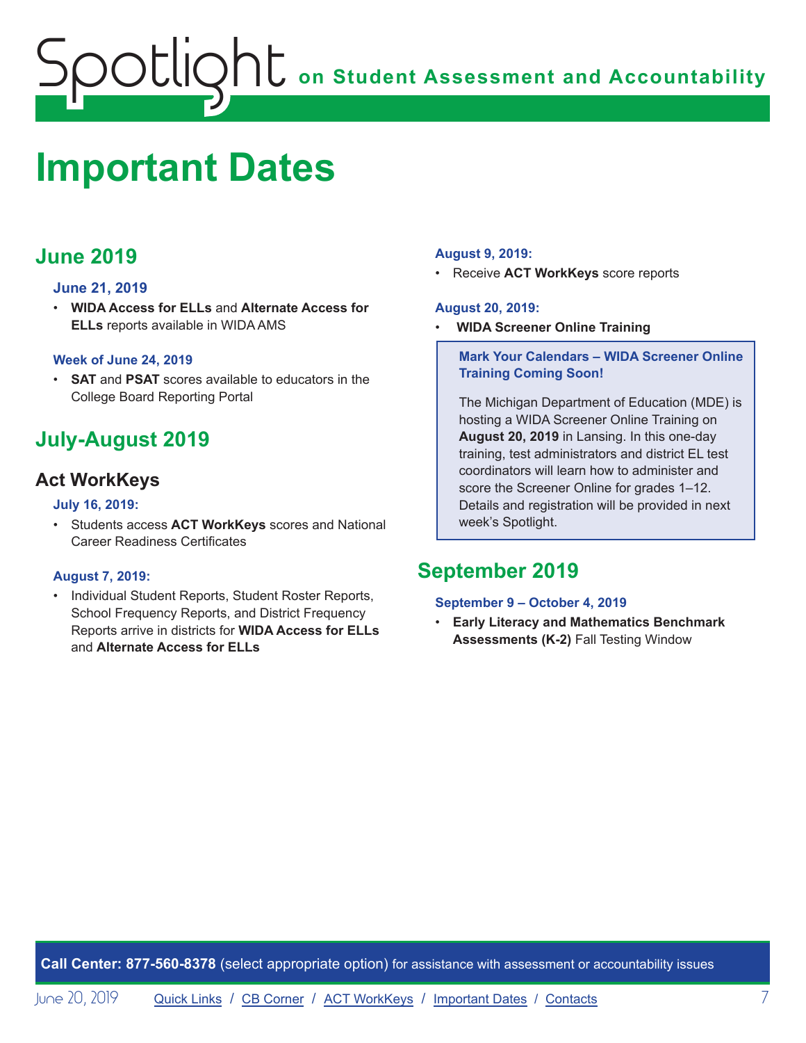# Important Dates

## June 2019

### June 21, 2019

- **WIDA Access for ELLs** and **Alternate Access for ELLs** reports available in WIDA AMS

### Week of June 24, 2019

- **SAT** and **PSAT** scores available to educators in the College Board Reporting Portal

## July-August 2019

### Act WorkKeys

#### July 16, 2019:

- Students access **ACT WorkKeys** scores and National Career Readiness Certificates

#### August 7, 2019:

- Individual Student Reports, Student Roster Reports, School Frequency Reports, and District Frequency Reports arrive in districts for **WIDA Access for ELLs** and **Alternate Access for ELLs**

#### August 9, 2019:

- Receive **ACT WorkKeys** score reports

#### August 20, 2019:

- **WIDA Screener Online Training**

**Mark Your Calendars – WIDA Screener Online Training Coming Soon!**

The Michigan Department of Education (MDE) is hosting a WIDA Screener Online Training on **August 20, 2019** in Lansing. In this one-day training, test administrators and district EL test coordinators will learn how to administer and score the Screener Online for grades 1–12. Details and registration will be provided in next week's Spotlight.

## September 2019

### September 9 – October 4, 2019

- **Early Literacy and Mathematics Benchmark Assessments (K-2)** Fall Testing Window

**Call Center: 877-560-8378** (select appropriate option) for assistance with assessment or accountability issues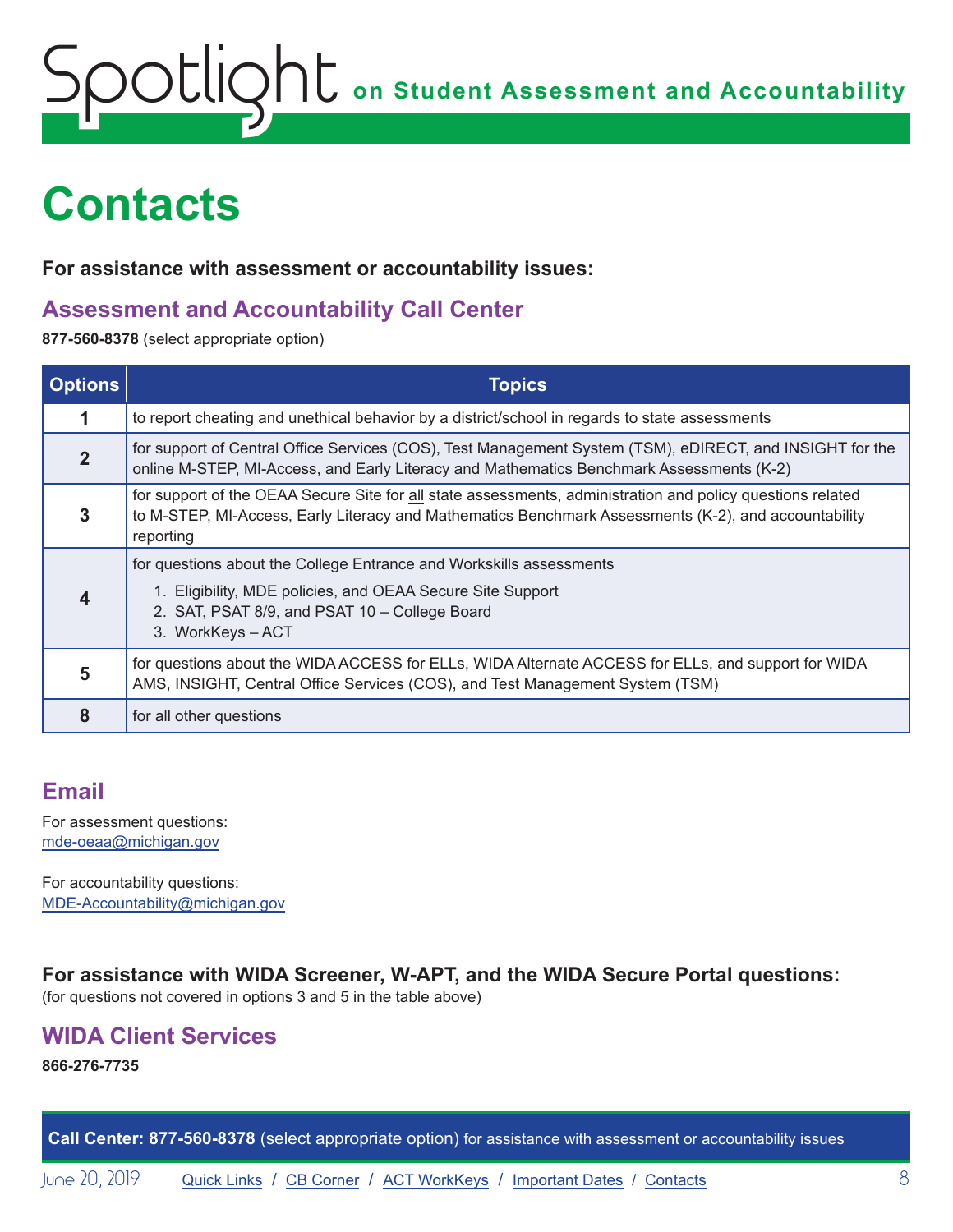# Contacts

**For assistance with assessment or accountability issues:**

## Assessment and Accountability Call Center

**877-560-8378** (select appropriate option)

| Options | Topics |
| --- | --- |
| **1** | to report cheating and unethical behavior by a district/school in regards to state assessments |
| **2** | for support of Central Office Services (COS), Test Management System (TSM), eDIRECT, and INSIGHT for the online M-STEP, MI-Access, and Early Literacy and Mathematics Benchmark Assessments (K-2) |
| **3** | for support of the OEAA Secure Site for all state assessments, administration and policy questions related to M-STEP, MI-Access, Early Literacy and Mathematics Benchmark Assessments (K-2), and accountability reporting |
| **4** | for questions about the College Entrance and Workskills assessments<br>1. Eligibility, MDE policies, and OEAA Secure Site Support<br>2. SAT, PSAT 8/9, and PSAT 10 – College Board<br>3. WorkKeys – ACT |
| **5** | for questions about the WIDA ACCESS for ELLs, WIDA Alternate ACCESS for ELLs, and support for WIDA AMS, INSIGHT, Central Office Services (COS), and Test Management System (TSM) |
| **8** | for all other questions |

## Email

For assessment questions:
mde-oeaa@michigan.gov

For accountability questions:
MDE-Accountability@michigan.gov

**For assistance with WIDA Screener, W-APT, and the WIDA Secure Portal questions:**
(for questions not covered in options 3 and 5 in the table above)

## WIDA Client Services

**866-276-7735**

**Call Center: 877-560-8378** (select appropriate option) for assistance with assessment or accountability issues